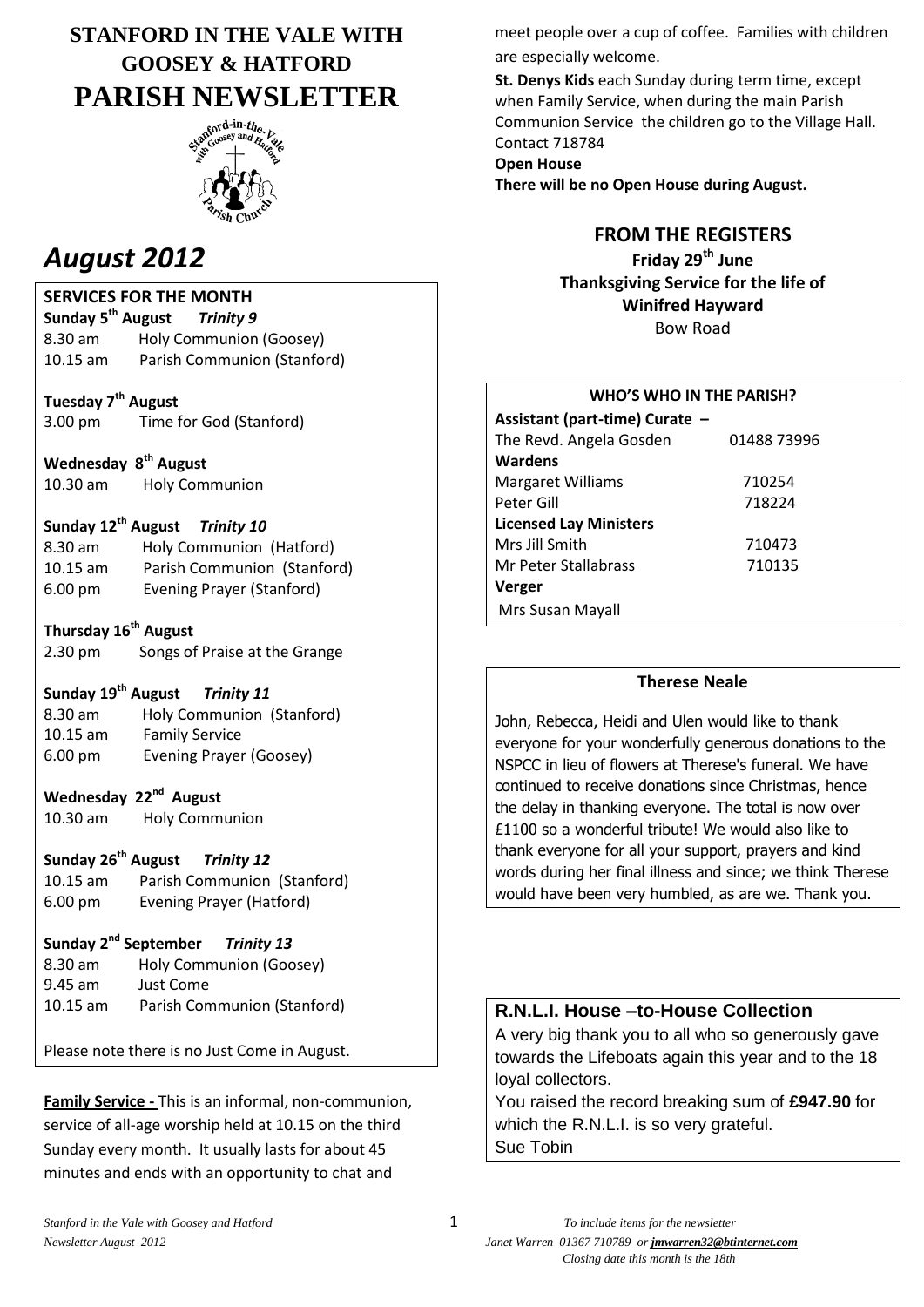# STANFORD IN THE VALE WITH GOOSEY & HATFORD PARISH NEWSLETTER

## *August 2012*

### SERVICES FOR THE MONTH

**Sunday 5th August** ***Trinity 9***
8.30 am Holy Communion (Goosey)
10.15 am Parish Communion (Stanford)

**Tuesday 7th August**
3.00 pm Time for God (Stanford)

**Wednesday 8th August**
10.30 am Holy Communion

**Sunday 12th August** ***Trinity 10***
8.30 am Holy Communion (Hatford)
10.15 am Parish Communion (Stanford)
6.00 pm Evening Prayer (Stanford)

**Thursday 16th August**
2.30 pm Songs of Praise at the Grange

**Sunday 19th August** ***Trinity 11***
8.30 am Holy Communion (Stanford)
10.15 am Family Service
6.00 pm Evening Prayer (Goosey)

**Wednesday 22nd August**
10.30 am Holy Communion

**Sunday 26th August** ***Trinity 12***
10.15 am Parish Communion (Stanford)
6.00 pm Evening Prayer (Hatford)

**Sunday 2nd September** ***Trinity 13***
8.30 am Holy Communion (Goosey)
9.45 am Just Come
10.15 am Parish Communion (Stanford)

Please note there is no Just Come in August.

**Family Service -** This is an informal, non-communion, service of all-age worship held at 10.15 on the third Sunday every month. It usually lasts for about 45 minutes and ends with an opportunity to chat and meet people over a cup of coffee. Families with children are especially welcome.

**St. Denys Kids** each Sunday during term time, except when Family Service, when during the main Parish Communion Service the children go to the Village Hall. Contact 718784

**Open House**
**There will be no Open House during August.**

## FROM THE REGISTERS

**Friday 29th June**
**Thanksgiving Service for the life of**
**Winifred Hayward**
Bow Road

### WHO'S WHO IN THE PARISH?

| | |
|---|---|
| **Assistant (part-time) Curate –** | |
| The Revd. Angela Gosden | 01488 73996 |
| **Wardens** | |
| Margaret Williams | 710254 |
| Peter Gill | 718224 |
| **Licensed Lay Ministers** | |
| Mrs Jill Smith | 710473 |
| Mr Peter Stallabrass | 710135 |
| **Verger** | |
| Mrs Susan Mayall | |

### Therese Neale

John, Rebecca, Heidi and Ulen would like to thank everyone for your wonderfully generous donations to the NSPCC in lieu of flowers at Therese's funeral. We have continued to receive donations since Christmas, hence the delay in thanking everyone. The total is now over £1100 so a wonderful tribute! We would also like to thank everyone for all your support, prayers and kind words during her final illness and since; we think Therese would have been very humbled, as are we. Thank you.

### R.N.L.I. House –to-House Collection

A very big thank you to all who so generously gave towards the Lifeboats again this year and to the 18 loyal collectors.
You raised the record breaking sum of **£947.90** for which the R.N.L.I. is so very grateful.
Sue Tobin

*To include items for the newsletter*
*Janet Warren 01367 710789 or jmwarren32@btinternet.com*
*Closing date this month is the 18th*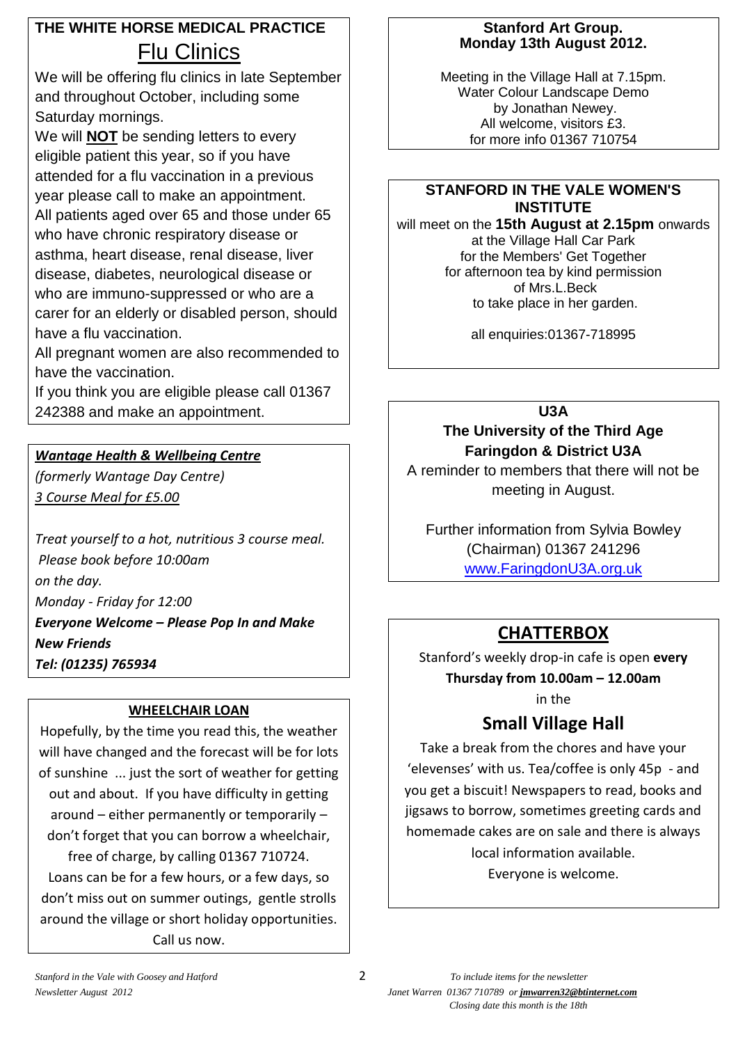## THE WHITE HORSE MEDICAL PRACTICE

### Flu Clinics

We will be offering flu clinics in late September and throughout October, including some Saturday mornings.

We will **NOT** be sending letters to every eligible patient this year, so if you have attended for a flu vaccination in a previous year please call to make an appointment.

All patients aged over 65 and those under 65 who have chronic respiratory disease or asthma, heart disease, renal disease, liver disease, diabetes, neurological disease or who are immuno-suppressed or who are a carer for an elderly or disabled person, should have a flu vaccination.

All pregnant women are also recommended to have the vaccination.

If you think you are eligible please call 01367 242388 and make an appointment.

***Wantage Health & Wellbeing Centre***

*(formerly Wantage Day Centre)*

*3 Course Meal for £5.00*

*Treat yourself to a hot, nutritious 3 course meal. Please book before 10:00am on the day.*

*Monday - Friday for 12:00*

***Everyone Welcome – Please Pop In and Make New Friends***

***Tel: (01235) 765934***

**WHEELCHAIR LOAN**

Hopefully, by the time you read this, the weather will have changed and the forecast will be for lots of sunshine ... just the sort of weather for getting out and about. If you have difficulty in getting around – either permanently or temporarily – don't forget that you can borrow a wheelchair, free of charge, by calling 01367 710724. Loans can be for a few hours, or a few days, so don't miss out on summer outings, gentle strolls around the village or short holiday opportunities. Call us now.

**Stanford Art Group.**
**Monday 13th August 2012.**

Meeting in the Village Hall at 7.15pm.
Water Colour Landscape Demo
by Jonathan Newey.
All welcome, visitors £3.
for more info 01367 710754

**STANFORD IN THE VALE WOMEN'S INSTITUTE**

will meet on the **15th August at 2.15pm** onwards at the Village Hall Car Park for the Members' Get Together for afternoon tea by kind permission of Mrs.L.Beck to take place in her garden.

all enquiries:01367-718995

**U3A**

**The University of the Third Age**
**Faringdon & District U3A**

A reminder to members that there will not be meeting in August.

Further information from Sylvia Bowley (Chairman) 01367 241296
www.FaringdonU3A.org.uk

## CHATTERBOX

Stanford's weekly drop-in cafe is open **every Thursday from 10.00am – 12.00am** in the

### Small Village Hall

Take a break from the chores and have your 'elevenses' with us. Tea/coffee is only 45p - and you get a biscuit! Newspapers to read, books and jigsaws to borrow, sometimes greeting cards and homemade cakes are on sale and there is always local information available.
Everyone is welcome.

*Stanford in the Vale with Goosey and Hatford Newsletter August 2012*

*To include items for the newsletter Janet Warren 01367 710789 or **jmwarren32@btinternet.com** Closing date this month is the 18th*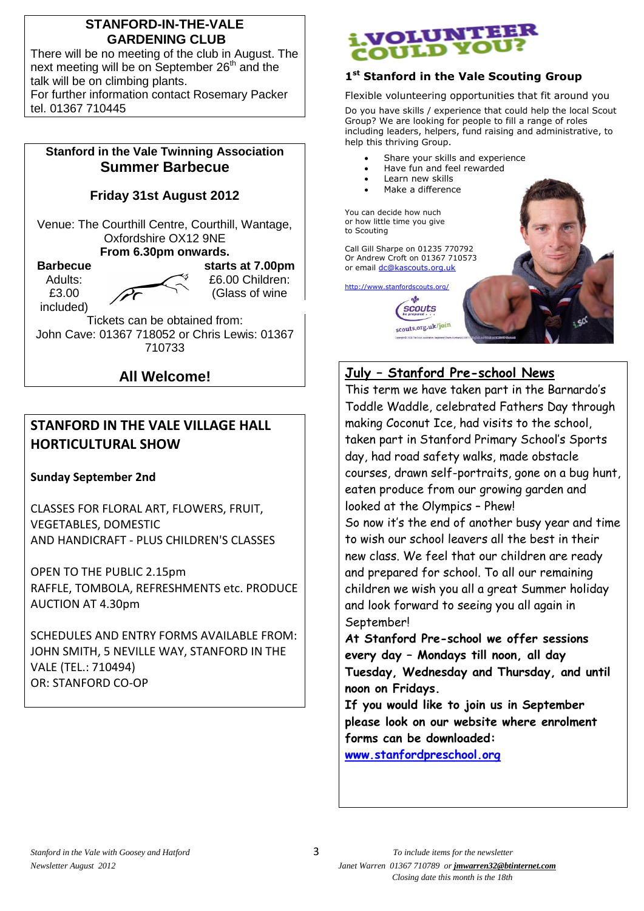## STANFORD-IN-THE-VALE GARDENING CLUB

There will be no meeting of the club in August. The next meeting will be on September 26th and the talk will be on climbing plants.
For further information contact Rosemary Packer tel. 01367 710445

## Stanford in the Vale Twinning Association
## Summer Barbecue

**Friday 31st August 2012**

Venue: The Courthill Centre, Courthill, Wantage, Oxfordshire OX12 9NE
**From 6.30pm onwards.**

**Barbecue starts at 7.00pm**
Adults: £6.00 Children: £3.00 (Glass of wine included)

Tickets can be obtained from:
John Cave: 01367 718052 or Chris Lewis: 01367 710733

**All Welcome!**

## STANFORD IN THE VALE VILLAGE HALL HORTICULTURAL SHOW

**Sunday September 2nd**

CLASSES FOR FLORAL ART, FLOWERS, FRUIT, VEGETABLES, DOMESTIC AND HANDICRAFT - PLUS CHILDREN'S CLASSES

OPEN TO THE PUBLIC 2.15pm
RAFFLE, TOMBOLA, REFRESHMENTS etc. PRODUCE AUCTION AT 4.30pm

SCHEDULES AND ENTRY FORMS AVAILABLE FROM: JOHN SMITH, 5 NEVILLE WAY, STANFORD IN THE VALE (TEL.: 710494)
OR: STANFORD CO-OP

## i VOLUNTEER COULD YOU?

### 1st Stanford in the Vale Scouting Group

Flexible volunteering opportunities that fit around you

Do you have skills / experience that could help the local Scout Group? We are looking for people to fill a range of roles including leaders, helpers, fund raising and administrative, to help this thriving Group.

- Share your skills and experience
- Have fun and feel rewarded
- Learn new skills
- Make a difference

You can decide how nuch or how little time you give to Scouting

Call Gill Sharpe on 01235 770792
Or Andrew Croft on 01367 710573
or email dc@kascouts.org.uk

http://www.stanfordscouts.org/

scouts.org.uk/join

## July – Stanford Pre-school News

This term we have taken part in the Barnardo's Toddle Waddle, celebrated Fathers Day through making Coconut Ice, had visits to the school, taken part in Stanford Primary School's Sports day, had road safety walks, made obstacle courses, drawn self-portraits, gone on a bug hunt, eaten produce from our growing garden and looked at the Olympics – Phew!

So now it's the end of another busy year and time to wish our school leavers all the best in their new class. We feel that our children are ready and prepared for school. To all our remaining children we wish you all a great Summer holiday and look forward to seeing you all again in September!

**At Stanford Pre-school we offer sessions every day – Mondays till noon, all day Tuesday, Wednesday and Thursday, and until noon on Fridays.**

**If you would like to join us in September please look on our website where enrolment forms can be downloaded:**

**www.stanfordpreschool.org**

*To include items for the newsletter Janet Warren 01367 710789 or jmwarren32@btinternet.com*
*Closing date this month is the 18th*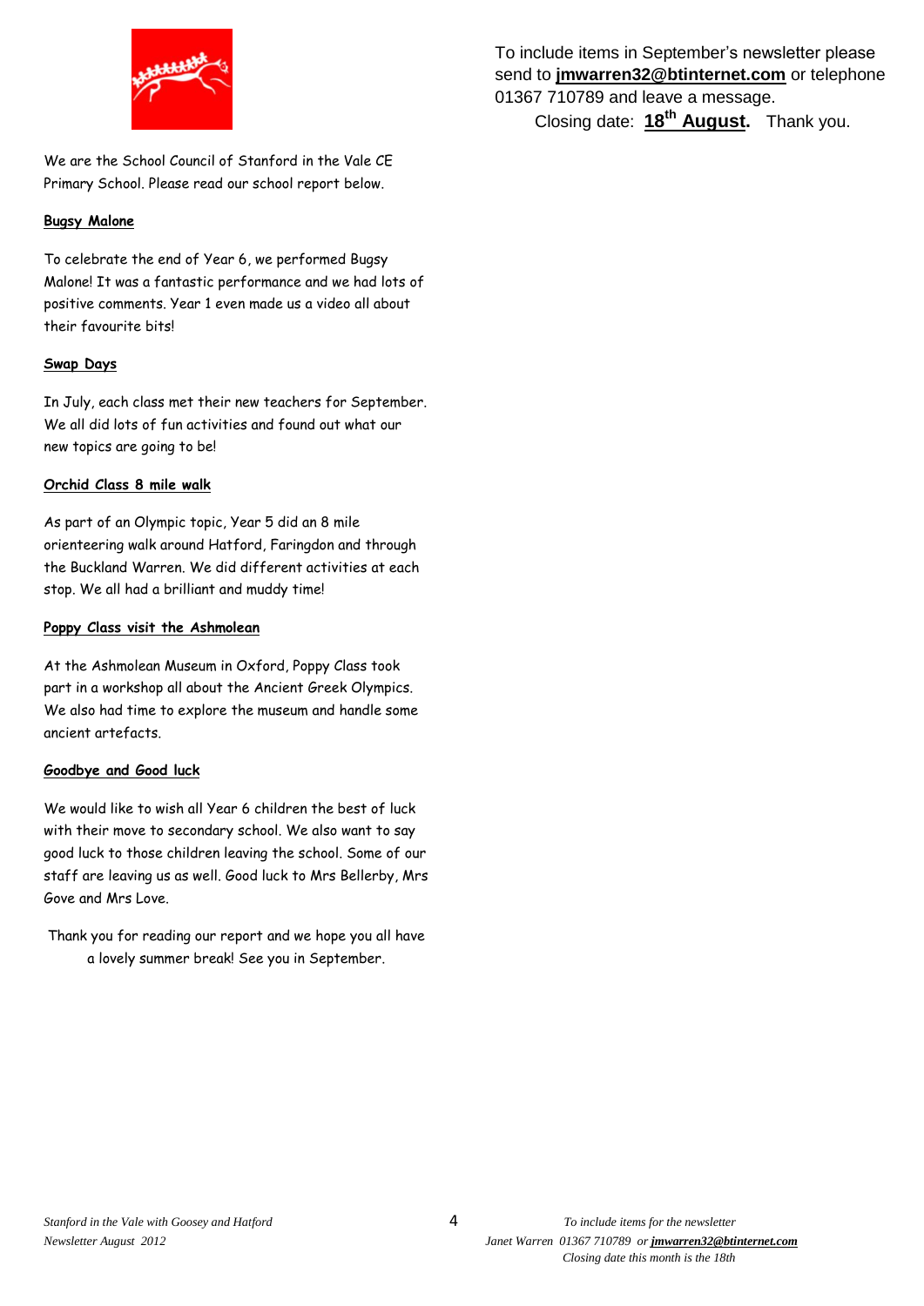We are the School Council of Stanford in the Vale CE Primary School. Please read our school report below.

**Bugsy Malone**

To celebrate the end of Year 6, we performed Bugsy Malone! It was a fantastic performance and we had lots of positive comments. Year 1 even made us a video all about their favourite bits!

**Swap Days**

In July, each class met their new teachers for September. We all did lots of fun activities and found out what our new topics are going to be!

**Orchid Class 8 mile walk**

As part of an Olympic topic, Year 5 did an 8 mile orienteering walk around Hatford, Faringdon and through the Buckland Warren. We did different activities at each stop. We all had a brilliant and muddy time!

**Poppy Class visit the Ashmolean**

At the Ashmolean Museum in Oxford, Poppy Class took part in a workshop all about the Ancient Greek Olympics. We also had time to explore the museum and handle some ancient artefacts.

**Goodbye and Good luck**

We would like to wish all Year 6 children the best of luck with their move to secondary school. We also want to say good luck to those children leaving the school. Some of our staff are leaving us as well. Good luck to Mrs Bellerby, Mrs Gove and Mrs Love.

Thank you for reading our report and we hope you all have a lovely summer break! See you in September.

To include items in September's newsletter please send to **jmwarren32@btinternet.com** or telephone 01367 710789 and leave a message.

Closing date: **18th August.** Thank you.